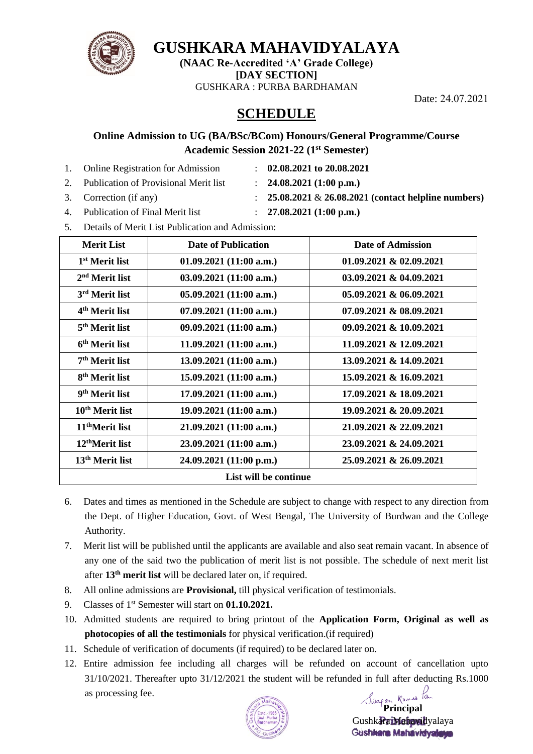# GUSHKARA MAHAVIDYALAYA

**(NAAC Re-Accredited 'A' Grade College)**
**[DAY SECTION]**
GUSHKARA : PURBA BARDHAMAN

Date: 24.07.2021

## SCHEDULE

### Online Admission to UG (BA/BSc/BCom) Honours/General Programme/Course Academic Session 2021-22 (1st Semester)

1. Online Registration for Admission : **02.08.2021 to 20.08.2021**
2. Publication of Provisional Merit list : **24.08.2021 (1:00 p.m.)**
3. Correction (if any) : **25.08.2021** & **26.08.2021 (contact helpline numbers)**
4. Publication of Final Merit list : **27.08.2021 (1:00 p.m.)**
5. Details of Merit List Publication and Admission:

| Merit List | Date of Publication | Date of Admission |
|---|---|---|
| 1st Merit list | 01.09.2021 (11:00 a.m.) | 01.09.2021 & 02.09.2021 |
| 2nd Merit list | 03.09.2021 (11:00 a.m.) | 03.09.2021 & 04.09.2021 |
| 3rd Merit list | 05.09.2021 (11:00 a.m.) | 05.09.2021 & 06.09.2021 |
| 4th Merit list | 07.09.2021 (11:00 a.m.) | 07.09.2021 & 08.09.2021 |
| 5th Merit list | 09.09.2021 (11:00 a.m.) | 09.09.2021 & 10.09.2021 |
| 6th Merit list | 11.09.2021 (11:00 a.m.) | 11.09.2021 & 12.09.2021 |
| 7th Merit list | 13.09.2021 (11:00 a.m.) | 13.09.2021 & 14.09.2021 |
| 8th Merit list | 15.09.2021 (11:00 a.m.) | 15.09.2021 & 16.09.2021 |
| 9th Merit list | 17.09.2021 (11:00 a.m.) | 17.09.2021 & 18.09.2021 |
| 10th Merit list | 19.09.2021 (11:00 a.m.) | 19.09.2021 & 20.09.2021 |
| 11thMerit list | 21.09.2021 (11:00 a.m.) | 21.09.2021 & 22.09.2021 |
| 12thMerit list | 23.09.2021 (11:00 a.m.) | 23.09.2021 & 24.09.2021 |
| 13th Merit list | 24.09.2021 (11:00 p.m.) | 25.09.2021 & 26.09.2021 |
| List will be continue | | |

6. Dates and times as mentioned in the Schedule are subject to change with respect to any direction from the Dept. of Higher Education, Govt. of West Bengal, The University of Burdwan and the College Authority.
7. Merit list will be published until the applicants are available and also seat remain vacant. In absence of any one of the said two the publication of merit list is not possible. The schedule of next merit list after **13th merit list** will be declared later on, if required.
8. All online admissions are **Provisional,** till physical verification of testimonials.
9. Classes of 1st Semester will start on **01.10.2021.**
10. Admitted students are required to bring printout of the **Application Form, Original as well as photocopies of all the testimonials** for physical verification.(if required)
11. Schedule of verification of documents (if required) to be declared later on.
12. Entire admission fee including all charges will be refunded on account of cancellation upto 31/10/2021. Thereafter upto 31/12/2021 the student will be refunded in full after deducting Rs.1000 as processing fee.

Swapan Kumar Pan
**Principal**
Gushkara Mahavidyalaya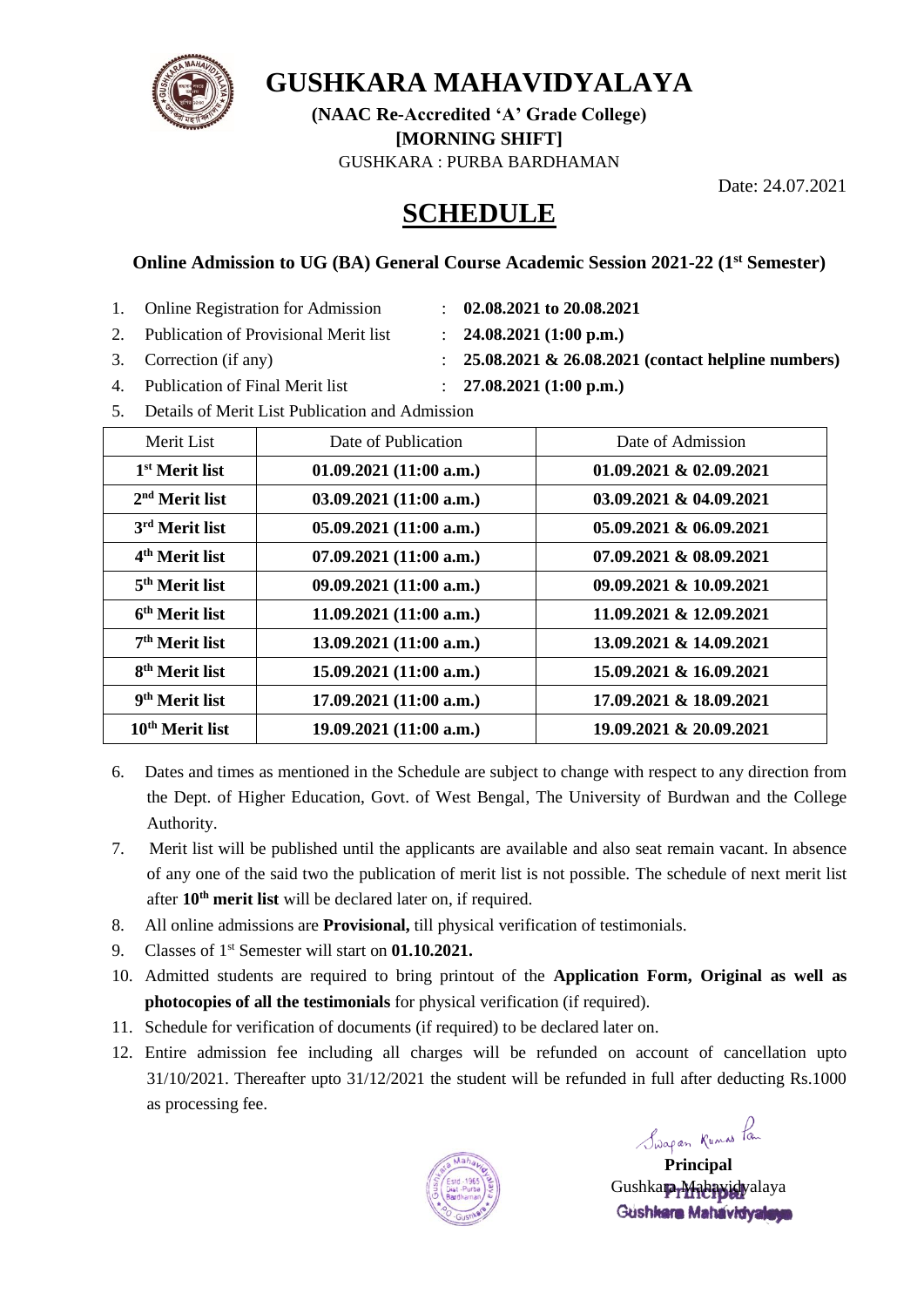# GUSHKARA MAHAVIDYALAYA

**(NAAC Re-Accredited 'A' Grade College)**
**[MORNING SHIFT]**
GUSHKARA : PURBA BARDHAMAN

Date: 24.07.2021

## SCHEDULE

**Online Admission to UG (BA) General Course Academic Session 2021-22 (1st Semester)**

1. Online Registration for Admission : **02.08.2021 to 20.08.2021**
2. Publication of Provisional Merit list : **24.08.2021 (1:00 p.m.)**
3. Correction (if any) : **25.08.2021 & 26.08.2021 (contact helpline numbers)**
4. Publication of Final Merit list : **27.08.2021 (1:00 p.m.)**
5. Details of Merit List Publication and Admission

| Merit List | Date of Publication | Date of Admission |
|---|---|---|
| **1st Merit list** | **01.09.2021 (11:00 a.m.)** | **01.09.2021 & 02.09.2021** |
| **2nd Merit list** | **03.09.2021 (11:00 a.m.)** | **03.09.2021 & 04.09.2021** |
| **3rd Merit list** | **05.09.2021 (11:00 a.m.)** | **05.09.2021 & 06.09.2021** |
| **4th Merit list** | **07.09.2021 (11:00 a.m.)** | **07.09.2021 & 08.09.2021** |
| **5th Merit list** | **09.09.2021 (11:00 a.m.)** | **09.09.2021 & 10.09.2021** |
| **6th Merit list** | **11.09.2021 (11:00 a.m.)** | **11.09.2021 & 12.09.2021** |
| **7th Merit list** | **13.09.2021 (11:00 a.m.)** | **13.09.2021 & 14.09.2021** |
| **8th Merit list** | **15.09.2021 (11:00 a.m.)** | **15.09.2021 & 16.09.2021** |
| **9th Merit list** | **17.09.2021 (11:00 a.m.)** | **17.09.2021 & 18.09.2021** |
| **10th Merit list** | **19.09.2021 (11:00 a.m.)** | **19.09.2021 & 20.09.2021** |

6. Dates and times as mentioned in the Schedule are subject to change with respect to any direction from the Dept. of Higher Education, Govt. of West Bengal, The University of Burdwan and the College Authority.
7. Merit list will be published until the applicants are available and also seat remain vacant. In absence of any one of the said two the publication of merit list is not possible. The schedule of next merit list after **10th merit list** will be declared later on, if required.
8. All online admissions are **Provisional,** till physical verification of testimonials.
9. Classes of 1st Semester will start on **01.10.2021.**
10. Admitted students are required to bring printout of the **Application Form, Original as well as photocopies of all the testimonials** for physical verification (if required).
11. Schedule for verification of documents (if required) to be declared later on.
12. Entire admission fee including all charges will be refunded on account of cancellation upto 31/10/2021. Thereafter upto 31/12/2021 the student will be refunded in full after deducting Rs.1000 as processing fee.

Swapan Kumar Pan

**Principal**
Gushkara Mahavidyalaya